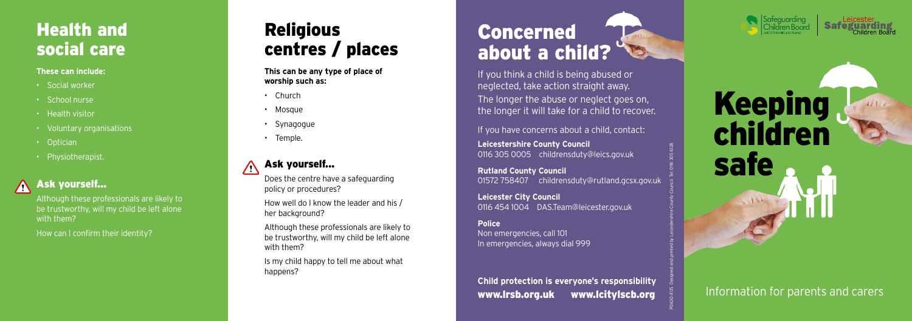# Health and social care

**These can include:**

- Social worker
- School nurse
- Health visitor
- Voluntary organisations
- Optician
- Physiotherapist.

### Ask yourself...

Although these professionals are likely to be trustworthy, will my child be left alone with them?

How can I confirm their identity?

# Religious centres / places

**This can be any type of place of worship such as:**

- Church
- Mosque
- Synagogue
- Temple.

### Ask yourself...

Does the centre have a safeguarding policy or procedures?

How well do I know the leader and his / her background?

Although these professionals are likely to be trustworthy, will my child be left alone with them?

Is my child happy to tell me about what happens?

# Concerned about a child?

If you think a child is being abused or neglected, take action straight away.

The longer the abuse or neglect goes on, the longer it will take for a child to recover.

If you have concerns about a child, contact:

**Leicestershire County Council**
0116 305 0005 childrensduty@leics.gov.uk

**Rutland County Council**
01572 758407 childrensduty@rutland.gcsx.gov.uk

**Leicester City Council**
0116 454 1004 DAS.Team@leicester.gov.uk

**Police**
Non emergencies, call 101
In emergencies, always dial 999

**Child protection is everyone's responsibility**

**www.lrsb.org.uk www.lcitylscb.org**

P0630 4/15 Designed and printed by Leicestershire County Council. Tel: 0116 305 6128

Safeguarding Children Board Leicestershire & Rutland | Leicester Safeguarding Children Board

# Keeping children safe

Information for parents and carers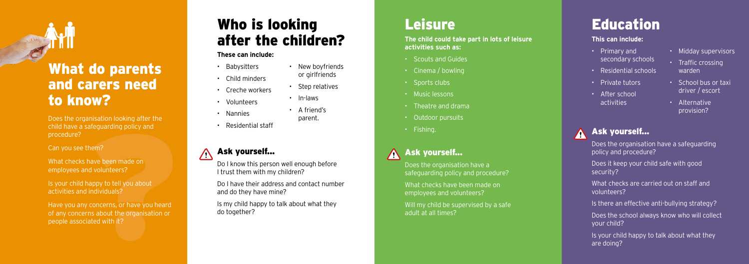# What do parents and carers need to know?

Does the organisation looking after the child have a safeguarding policy and procedure?

Can you see them?

What checks have been made on employees and volunteers?

Is your child happy to tell you about activities and individuals?

Have you any concerns, or have you heard of any concerns about the organisation or people associated with it?

# Who is looking after the children?

**These can include:**

- Babysitters
- Child minders
- Creche workers
- Volunteers
- Nannies
- Residential staff
- New boyfriends or girlfriends
- Step relatives
- In-laws
- A friend's parent.

### Ask yourself...

Do I know this person well enough before I trust them with my children?

Do I have their address and contact number and do they have mine?

Is my child happy to talk about what they do together?

# Leisure

**The child could take part in lots of leisure activities such as:**

- Scouts and Guides
- Cinema / bowling
- Sports clubs
- Music lessons
- Theatre and drama
- Outdoor pursuits
- Fishing.

### Ask yourself...

Does the organisation have a safeguarding policy and procedure?

What checks have been made on employees and volunteers?

Will my child be supervised by a safe adult at all times?

# Education

**This can include:**

- Primary and secondary schools
- Residential schools
- Private tutors
- After school activities
- Midday supervisors
- Traffic crossing warden
- School bus or taxi driver / escort
- Alternative provision?

### Ask yourself...

Does the organisation have a safeguarding policy and procedure?

Does it keep your child safe with good security?

What checks are carried out on staff and volunteers?

Is there an effective anti-bullying strategy?

Does the school always know who will collect your child?

Is your child happy to talk about what they are doing?